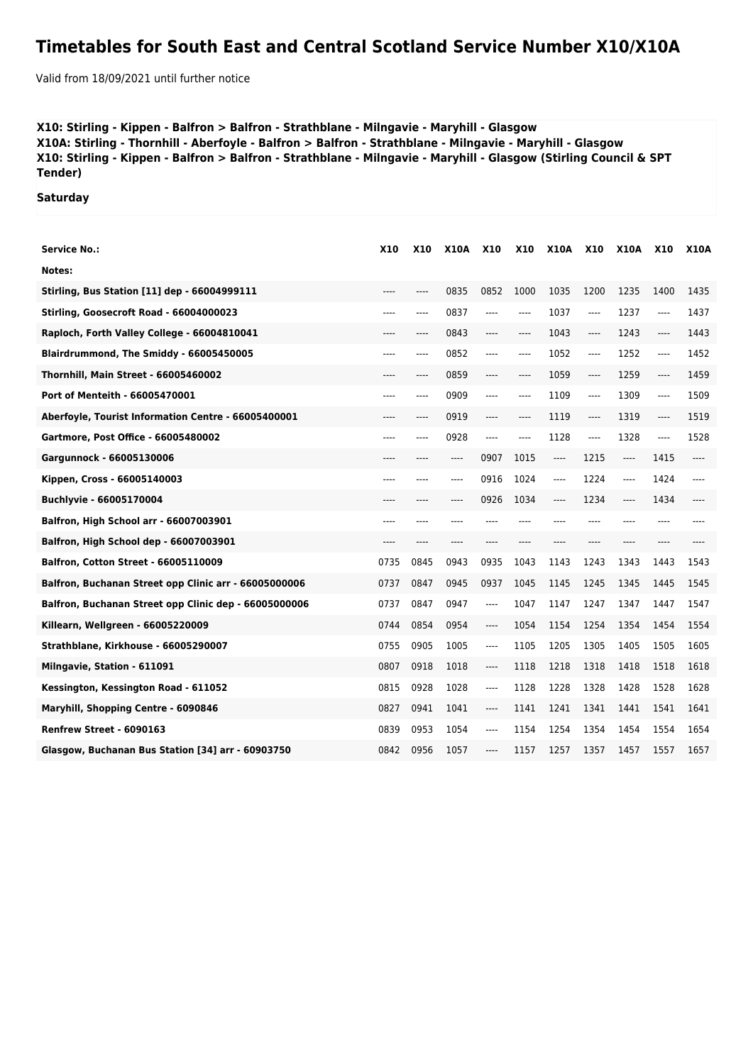# Timetables for South East and Central Scotland Service Number X10/X10A

Valid from 18/09/2021 until further notice

**X10: Stirling - Kippen - Balfron > Balfron - Strathblane - Milngavie - Maryhill - Glasgow**
**X10A: Stirling - Thornhill - Aberfoyle - Balfron > Balfron - Strathblane - Milngavie - Maryhill - Glasgow**
**X10: Stirling - Kippen - Balfron > Balfron - Strathblane - Milngavie - Maryhill - Glasgow (Stirling Council & SPT Tender)**

**Saturday**

| Service No.: | X10 | X10 | X10A | X10 | X10 | X10A | X10 | X10A | X10 | X10A |
|---|---|---|---|---|---|---|---|---|---|---|
| Notes: | | | | | | | | | | |
| Stirling, Bus Station [11] dep - 66004999111 | ---- | ---- | 0835 | 0852 | 1000 | 1035 | 1200 | 1235 | 1400 | 1435 |
| Stirling, Goosecroft Road - 66004000023 | ---- | ---- | 0837 | ---- | ---- | 1037 | ---- | 1237 | ---- | 1437 |
| Raploch, Forth Valley College - 66004810041 | ---- | ---- | 0843 | ---- | ---- | 1043 | ---- | 1243 | ---- | 1443 |
| Blairdrummond, The Smiddy - 66005450005 | ---- | ---- | 0852 | ---- | ---- | 1052 | ---- | 1252 | ---- | 1452 |
| Thornhill, Main Street - 66005460002 | ---- | ---- | 0859 | ---- | ---- | 1059 | ---- | 1259 | ---- | 1459 |
| Port of Menteith - 66005470001 | ---- | ---- | 0909 | ---- | ---- | 1109 | ---- | 1309 | ---- | 1509 |
| Aberfoyle, Tourist Information Centre - 66005400001 | ---- | ---- | 0919 | ---- | ---- | 1119 | ---- | 1319 | ---- | 1519 |
| Gartmore, Post Office - 66005480002 | ---- | ---- | 0928 | ---- | ---- | 1128 | ---- | 1328 | ---- | 1528 |
| Gargunnock - 66005130006 | ---- | ---- | ---- | 0907 | 1015 | ---- | 1215 | ---- | 1415 | ---- |
| Kippen, Cross - 66005140003 | ---- | ---- | ---- | 0916 | 1024 | ---- | 1224 | ---- | 1424 | ---- |
| Buchlyvie - 66005170004 | ---- | ---- | ---- | 0926 | 1034 | ---- | 1234 | ---- | 1434 | ---- |
| Balfron, High School arr - 66007003901 | ---- | ---- | ---- | ---- | ---- | ---- | ---- | ---- | ---- | ---- |
| Balfron, High School dep - 66007003901 | ---- | ---- | ---- | ---- | ---- | ---- | ---- | ---- | ---- | ---- |
| Balfron, Cotton Street - 66005110009 | 0735 | 0845 | 0943 | 0935 | 1043 | 1143 | 1243 | 1343 | 1443 | 1543 |
| Balfron, Buchanan Street opp Clinic arr - 66005000006 | 0737 | 0847 | 0945 | 0937 | 1045 | 1145 | 1245 | 1345 | 1445 | 1545 |
| Balfron, Buchanan Street opp Clinic dep - 66005000006 | 0737 | 0847 | 0947 | ---- | 1047 | 1147 | 1247 | 1347 | 1447 | 1547 |
| Killearn, Wellgreen - 66005220009 | 0744 | 0854 | 0954 | ---- | 1054 | 1154 | 1254 | 1354 | 1454 | 1554 |
| Strathblane, Kirkhouse - 66005290007 | 0755 | 0905 | 1005 | ---- | 1105 | 1205 | 1305 | 1405 | 1505 | 1605 |
| Milngavie, Station - 611091 | 0807 | 0918 | 1018 | ---- | 1118 | 1218 | 1318 | 1418 | 1518 | 1618 |
| Kessington, Kessington Road - 611052 | 0815 | 0928 | 1028 | ---- | 1128 | 1228 | 1328 | 1428 | 1528 | 1628 |
| Maryhill, Shopping Centre - 6090846 | 0827 | 0941 | 1041 | ---- | 1141 | 1241 | 1341 | 1441 | 1541 | 1641 |
| Renfrew Street - 6090163 | 0839 | 0953 | 1054 | ---- | 1154 | 1254 | 1354 | 1454 | 1554 | 1654 |
| Glasgow, Buchanan Bus Station [34] arr - 60903750 | 0842 | 0956 | 1057 | ---- | 1157 | 1257 | 1357 | 1457 | 1557 | 1657 |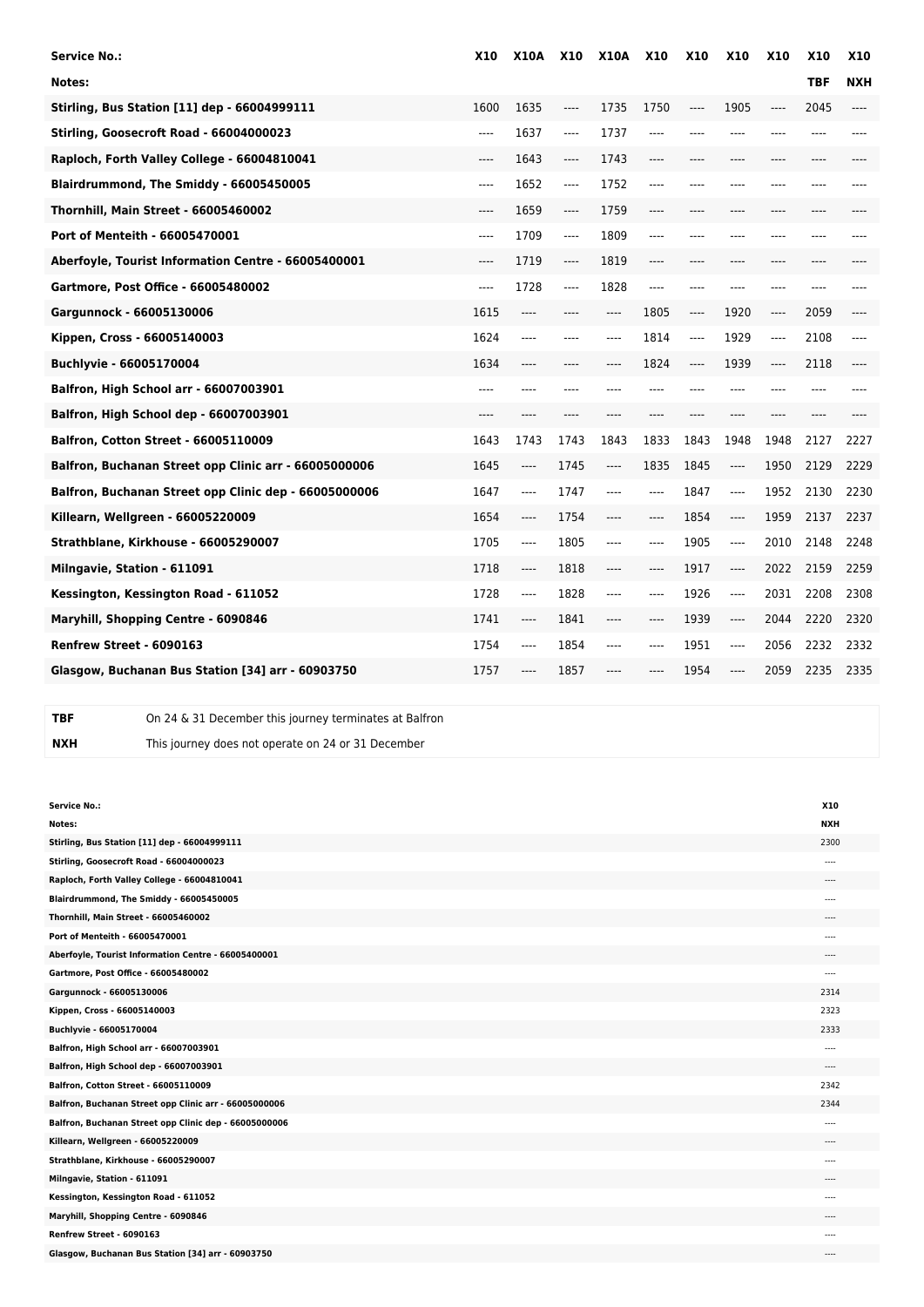| Service No.: | X10 | X10A | X10 | X10A | X10 | X10 | X10 | X10 | X10 | X10 |
|---|---|---|---|---|---|---|---|---|---|---|
| Notes: | | | | | | | | | TBF | NXH |
| Stirling, Bus Station [11] dep - 66004999111 | 1600 | 1635 | ---- | 1735 | 1750 | ---- | 1905 | ---- | 2045 | ---- |
| Stirling, Goosecroft Road - 66004000023 | ---- | 1637 | ---- | 1737 | ---- | ---- | ---- | ---- | ---- | ---- |
| Raploch, Forth Valley College - 66004810041 | ---- | 1643 | ---- | 1743 | ---- | ---- | ---- | ---- | ---- | ---- |
| Blairdrummond, The Smiddy - 66005450005 | ---- | 1652 | ---- | 1752 | ---- | ---- | ---- | ---- | ---- | ---- |
| Thornhill, Main Street - 66005460002 | ---- | 1659 | ---- | 1759 | ---- | ---- | ---- | ---- | ---- | ---- |
| Port of Menteith - 66005470001 | ---- | 1709 | ---- | 1809 | ---- | ---- | ---- | ---- | ---- | ---- |
| Aberfoyle, Tourist Information Centre - 66005400001 | ---- | 1719 | ---- | 1819 | ---- | ---- | ---- | ---- | ---- | ---- |
| Gartmore, Post Office - 66005480002 | ---- | 1728 | ---- | 1828 | ---- | ---- | ---- | ---- | ---- | ---- |
| Gargunnock - 66005130006 | 1615 | ---- | ---- | ---- | 1805 | ---- | 1920 | ---- | 2059 | ---- |
| Kippen, Cross - 66005140003 | 1624 | ---- | ---- | ---- | 1814 | ---- | 1929 | ---- | 2108 | ---- |
| Buchlyvie - 66005170004 | 1634 | ---- | ---- | ---- | 1824 | ---- | 1939 | ---- | 2118 | ---- |
| Balfron, High School arr - 66007003901 | ---- | ---- | ---- | ---- | ---- | ---- | ---- | ---- | ---- | ---- |
| Balfron, High School dep - 66007003901 | ---- | ---- | ---- | ---- | ---- | ---- | ---- | ---- | ---- | ---- |
| Balfron, Cotton Street - 66005110009 | 1643 | 1743 | 1743 | 1843 | 1833 | 1843 | 1948 | 1948 | 2127 | 2227 |
| Balfron, Buchanan Street opp Clinic arr - 66005000006 | 1645 | ---- | 1745 | ---- | 1835 | 1845 | ---- | 1950 | 2129 | 2229 |
| Balfron, Buchanan Street opp Clinic dep - 66005000006 | 1647 | ---- | 1747 | ---- | ---- | 1847 | ---- | 1952 | 2130 | 2230 |
| Killearn, Wellgreen - 66005220009 | 1654 | ---- | 1754 | ---- | ---- | 1854 | ---- | 1959 | 2137 | 2237 |
| Strathblane, Kirkhouse - 66005290007 | 1705 | ---- | 1805 | ---- | ---- | 1905 | ---- | 2010 | 2148 | 2248 |
| Milngavie, Station - 611091 | 1718 | ---- | 1818 | ---- | ---- | 1917 | ---- | 2022 | 2159 | 2259 |
| Kessington, Kessington Road - 611052 | 1728 | ---- | 1828 | ---- | ---- | 1926 | ---- | 2031 | 2208 | 2308 |
| Maryhill, Shopping Centre - 6090846 | 1741 | ---- | 1841 | ---- | ---- | 1939 | ---- | 2044 | 2220 | 2320 |
| Renfrew Street - 6090163 | 1754 | ---- | 1854 | ---- | ---- | 1951 | ---- | 2056 | 2232 | 2332 |
| Glasgow, Buchanan Bus Station [34] arr - 60903750 | 1757 | ---- | 1857 | ---- | ---- | 1954 | ---- | 2059 | 2235 | 2335 |

| | |
|---|---|
| TBF | On 24 & 31 December this journey terminates at Balfron |
| NXH | This journey does not operate on 24 or 31 December |

| Service No.: | X10 |
|---|---|
| Notes: | NXH |
| Stirling, Bus Station [11] dep - 66004999111 | 2300 |
| Stirling, Goosecroft Road - 66004000023 | ---- |
| Raploch, Forth Valley College - 66004810041 | ---- |
| Blairdrummond, The Smiddy - 66005450005 | ---- |
| Thornhill, Main Street - 66005460002 | ---- |
| Port of Menteith - 66005470001 | ---- |
| Aberfoyle, Tourist Information Centre - 66005400001 | ---- |
| Gartmore, Post Office - 66005480002 | ---- |
| Gargunnock - 66005130006 | 2314 |
| Kippen, Cross - 66005140003 | 2323 |
| Buchlyvie - 66005170004 | 2333 |
| Balfron, High School arr - 66007003901 | ---- |
| Balfron, High School dep - 66007003901 | ---- |
| Balfron, Cotton Street - 66005110009 | 2342 |
| Balfron, Buchanan Street opp Clinic arr - 66005000006 | 2344 |
| Balfron, Buchanan Street opp Clinic dep - 66005000006 | ---- |
| Killearn, Wellgreen - 66005220009 | ---- |
| Strathblane, Kirkhouse - 66005290007 | ---- |
| Milngavie, Station - 611091 | ---- |
| Kessington, Kessington Road - 611052 | ---- |
| Maryhill, Shopping Centre - 6090846 | ---- |
| Renfrew Street - 6090163 | ---- |
| Glasgow, Buchanan Bus Station [34] arr - 60903750 | ---- |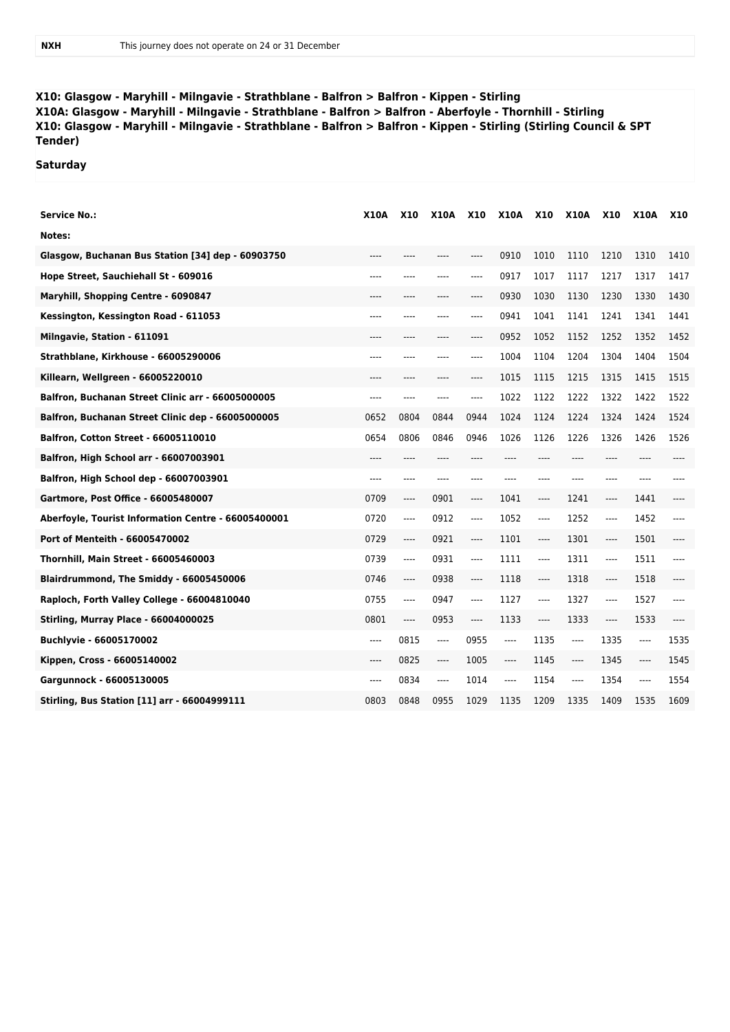| NXH | This journey does not operate on 24 or 31 December |
|---|---|

**X10: Glasgow - Maryhill - Milngavie - Strathblane - Balfron > Balfron - Kippen - Stirling**
**X10A: Glasgow - Maryhill - Milngavie - Strathblane - Balfron > Balfron - Aberfoyle - Thornhill - Stirling**
**X10: Glasgow - Maryhill - Milngavie - Strathblane - Balfron > Balfron - Kippen - Stirling (Stirling Council & SPT Tender)**

**Saturday**

| Service No.: | X10A | X10 | X10A | X10 | X10A | X10 | X10A | X10 | X10A | X10 |
|---|---|---|---|---|---|---|---|---|---|---|
| Notes: | | | | | | | | | | |
| Glasgow, Buchanan Bus Station [34] dep - 60903750 | ---- | ---- | ---- | ---- | 0910 | 1010 | 1110 | 1210 | 1310 | 1410 |
| Hope Street, Sauchiehall St - 609016 | ---- | ---- | ---- | ---- | 0917 | 1017 | 1117 | 1217 | 1317 | 1417 |
| Maryhill, Shopping Centre - 6090847 | ---- | ---- | ---- | ---- | 0930 | 1030 | 1130 | 1230 | 1330 | 1430 |
| Kessington, Kessington Road - 611053 | ---- | ---- | ---- | ---- | 0941 | 1041 | 1141 | 1241 | 1341 | 1441 |
| Milngavie, Station - 611091 | ---- | ---- | ---- | ---- | 0952 | 1052 | 1152 | 1252 | 1352 | 1452 |
| Strathblane, Kirkhouse - 66005290006 | ---- | ---- | ---- | ---- | 1004 | 1104 | 1204 | 1304 | 1404 | 1504 |
| Killearn, Wellgreen - 66005220010 | ---- | ---- | ---- | ---- | 1015 | 1115 | 1215 | 1315 | 1415 | 1515 |
| Balfron, Buchanan Street Clinic arr - 66005000005 | ---- | ---- | ---- | ---- | 1022 | 1122 | 1222 | 1322 | 1422 | 1522 |
| Balfron, Buchanan Street Clinic dep - 66005000005 | 0652 | 0804 | 0844 | 0944 | 1024 | 1124 | 1224 | 1324 | 1424 | 1524 |
| Balfron, Cotton Street - 66005110010 | 0654 | 0806 | 0846 | 0946 | 1026 | 1126 | 1226 | 1326 | 1426 | 1526 |
| Balfron, High School arr - 66007003901 | ---- | ---- | ---- | ---- | ---- | ---- | ---- | ---- | ---- | ---- |
| Balfron, High School dep - 66007003901 | ---- | ---- | ---- | ---- | ---- | ---- | ---- | ---- | ---- | ---- |
| Gartmore, Post Office - 66005480007 | 0709 | ---- | 0901 | ---- | 1041 | ---- | 1241 | ---- | 1441 | ---- |
| Aberfoyle, Tourist Information Centre - 66005400001 | 0720 | ---- | 0912 | ---- | 1052 | ---- | 1252 | ---- | 1452 | ---- |
| Port of Menteith - 66005470002 | 0729 | ---- | 0921 | ---- | 1101 | ---- | 1301 | ---- | 1501 | ---- |
| Thornhill, Main Street - 66005460003 | 0739 | ---- | 0931 | ---- | 1111 | ---- | 1311 | ---- | 1511 | ---- |
| Blairdrummond, The Smiddy - 66005450006 | 0746 | ---- | 0938 | ---- | 1118 | ---- | 1318 | ---- | 1518 | ---- |
| Raploch, Forth Valley College - 66004810040 | 0755 | ---- | 0947 | ---- | 1127 | ---- | 1327 | ---- | 1527 | ---- |
| Stirling, Murray Place - 66004000025 | 0801 | ---- | 0953 | ---- | 1133 | ---- | 1333 | ---- | 1533 | ---- |
| Buchlyvie - 66005170002 | ---- | 0815 | ---- | 0955 | ---- | 1135 | ---- | 1335 | ---- | 1535 |
| Kippen, Cross - 66005140002 | ---- | 0825 | ---- | 1005 | ---- | 1145 | ---- | 1345 | ---- | 1545 |
| Gargunnock - 66005130005 | ---- | 0834 | ---- | 1014 | ---- | 1154 | ---- | 1354 | ---- | 1554 |
| Stirling, Bus Station [11] arr - 66004999111 | 0803 | 0848 | 0955 | 1029 | 1135 | 1209 | 1335 | 1409 | 1535 | 1609 |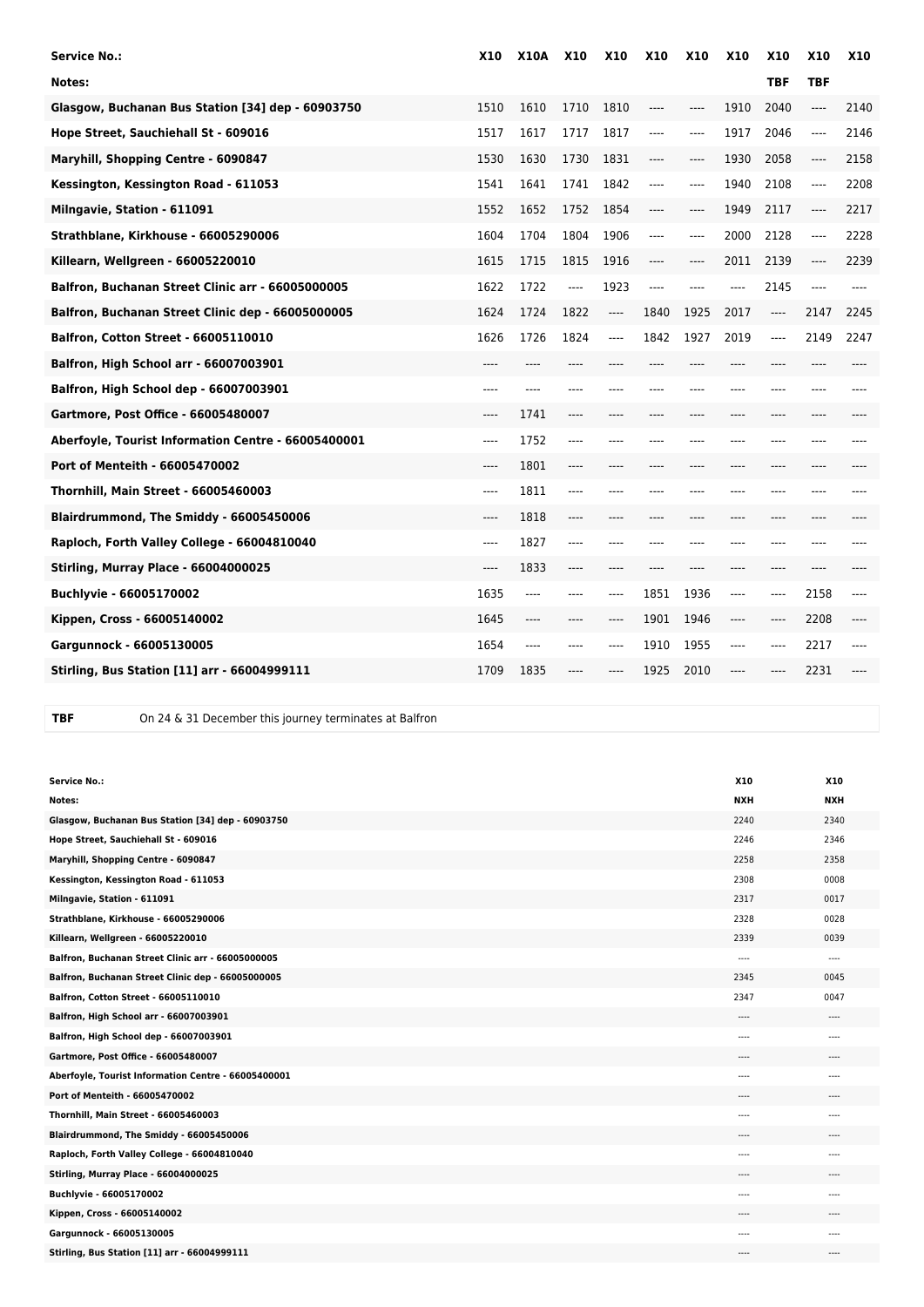| Service No.: | X10 | X10A | X10 | X10 | X10 | X10 | X10 | X10 | X10 | X10 |
|---|---|---|---|---|---|---|---|---|---|---|
| Notes: | | | | | | | | TBF | TBF | |
| Glasgow, Buchanan Bus Station [34] dep - 60903750 | 1510 | 1610 | 1710 | 1810 | ---- | ---- | 1910 | 2040 | ---- | 2140 |
| Hope Street, Sauchiehall St - 609016 | 1517 | 1617 | 1717 | 1817 | ---- | ---- | 1917 | 2046 | ---- | 2146 |
| Maryhill, Shopping Centre - 6090847 | 1530 | 1630 | 1730 | 1831 | ---- | ---- | 1930 | 2058 | ---- | 2158 |
| Kessington, Kessington Road - 611053 | 1541 | 1641 | 1741 | 1842 | ---- | ---- | 1940 | 2108 | ---- | 2208 |
| Milngavie, Station - 611091 | 1552 | 1652 | 1752 | 1854 | ---- | ---- | 1949 | 2117 | ---- | 2217 |
| Strathblane, Kirkhouse - 66005290006 | 1604 | 1704 | 1804 | 1906 | ---- | ---- | 2000 | 2128 | ---- | 2228 |
| Killearn, Wellgreen - 66005220010 | 1615 | 1715 | 1815 | 1916 | ---- | ---- | 2011 | 2139 | ---- | 2239 |
| Balfron, Buchanan Street Clinic arr - 66005000005 | 1622 | 1722 | ---- | 1923 | ---- | ---- | ---- | 2145 | ---- | ---- |
| Balfron, Buchanan Street Clinic dep - 66005000005 | 1624 | 1724 | 1822 | ---- | 1840 | 1925 | 2017 | ---- | 2147 | 2245 |
| Balfron, Cotton Street - 66005110010 | 1626 | 1726 | 1824 | ---- | 1842 | 1927 | 2019 | ---- | 2149 | 2247 |
| Balfron, High School arr - 66007003901 | ---- | ---- | ---- | ---- | ---- | ---- | ---- | ---- | ---- | ---- |
| Balfron, High School dep - 66007003901 | ---- | ---- | ---- | ---- | ---- | ---- | ---- | ---- | ---- | ---- |
| Gartmore, Post Office - 66005480007 | ---- | 1741 | ---- | ---- | ---- | ---- | ---- | ---- | ---- | ---- |
| Aberfoyle, Tourist Information Centre - 66005400001 | ---- | 1752 | ---- | ---- | ---- | ---- | ---- | ---- | ---- | ---- |
| Port of Menteith - 66005470002 | ---- | 1801 | ---- | ---- | ---- | ---- | ---- | ---- | ---- | ---- |
| Thornhill, Main Street - 66005460003 | ---- | 1811 | ---- | ---- | ---- | ---- | ---- | ---- | ---- | ---- |
| Blairdrummond, The Smiddy - 66005450006 | ---- | 1818 | ---- | ---- | ---- | ---- | ---- | ---- | ---- | ---- |
| Raploch, Forth Valley College - 66004810040 | ---- | 1827 | ---- | ---- | ---- | ---- | ---- | ---- | ---- | ---- |
| Stirling, Murray Place - 66004000025 | ---- | 1833 | ---- | ---- | ---- | ---- | ---- | ---- | ---- | ---- |
| Buchlyvie - 66005170002 | 1635 | ---- | ---- | ---- | 1851 | 1936 | ---- | ---- | 2158 | ---- |
| Kippen, Cross - 66005140002 | 1645 | ---- | ---- | ---- | 1901 | 1946 | ---- | ---- | 2208 | ---- |
| Gargunnock - 66005130005 | 1654 | ---- | ---- | ---- | 1910 | 1955 | ---- | ---- | 2217 | ---- |
| Stirling, Bus Station [11] arr - 66004999111 | 1709 | 1835 | ---- | ---- | 1925 | 2010 | ---- | ---- | 2231 | ---- |

| | |
|---|---|
| **TBF** | On 24 & 31 December this journey terminates at Balfron |

| Service No.: | X10 | X10 |
|---|---|---|
| Notes: | NXH | NXH |
| Glasgow, Buchanan Bus Station [34] dep - 60903750 | 2240 | 2340 |
| Hope Street, Sauchiehall St - 609016 | 2246 | 2346 |
| Maryhill, Shopping Centre - 6090847 | 2258 | 2358 |
| Kessington, Kessington Road - 611053 | 2308 | 0008 |
| Milngavie, Station - 611091 | 2317 | 0017 |
| Strathblane, Kirkhouse - 66005290006 | 2328 | 0028 |
| Killearn, Wellgreen - 66005220010 | 2339 | 0039 |
| Balfron, Buchanan Street Clinic arr - 66005000005 | ---- | ---- |
| Balfron, Buchanan Street Clinic dep - 66005000005 | 2345 | 0045 |
| Balfron, Cotton Street - 66005110010 | 2347 | 0047 |
| Balfron, High School arr - 66007003901 | ---- | ---- |
| Balfron, High School dep - 66007003901 | ---- | ---- |
| Gartmore, Post Office - 66005480007 | ---- | ---- |
| Aberfoyle, Tourist Information Centre - 66005400001 | ---- | ---- |
| Port of Menteith - 66005470002 | ---- | ---- |
| Thornhill, Main Street - 66005460003 | ---- | ---- |
| Blairdrummond, The Smiddy - 66005450006 | ---- | ---- |
| Raploch, Forth Valley College - 66004810040 | ---- | ---- |
| Stirling, Murray Place - 66004000025 | ---- | ---- |
| Buchlyvie - 66005170002 | ---- | ---- |
| Kippen, Cross - 66005140002 | ---- | ---- |
| Gargunnock - 66005130005 | ---- | ---- |
| Stirling, Bus Station [11] arr - 66004999111 | ---- | ---- |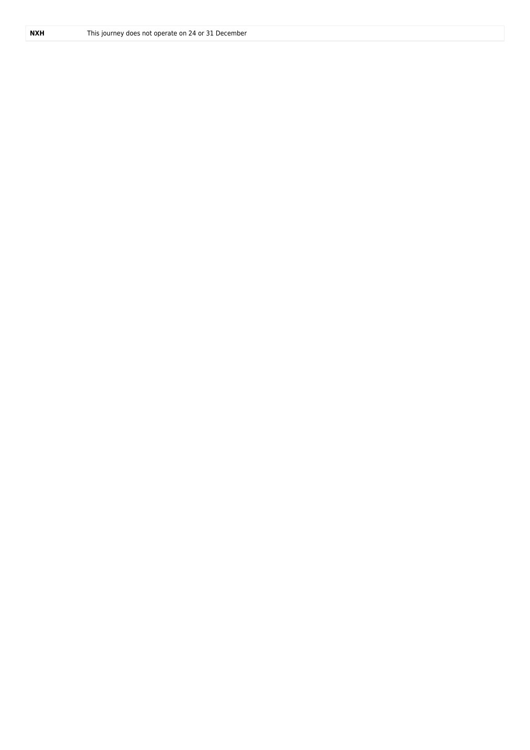| | |
|---|---|
| **NXH** | This journey does not operate on 24 or 31 December |